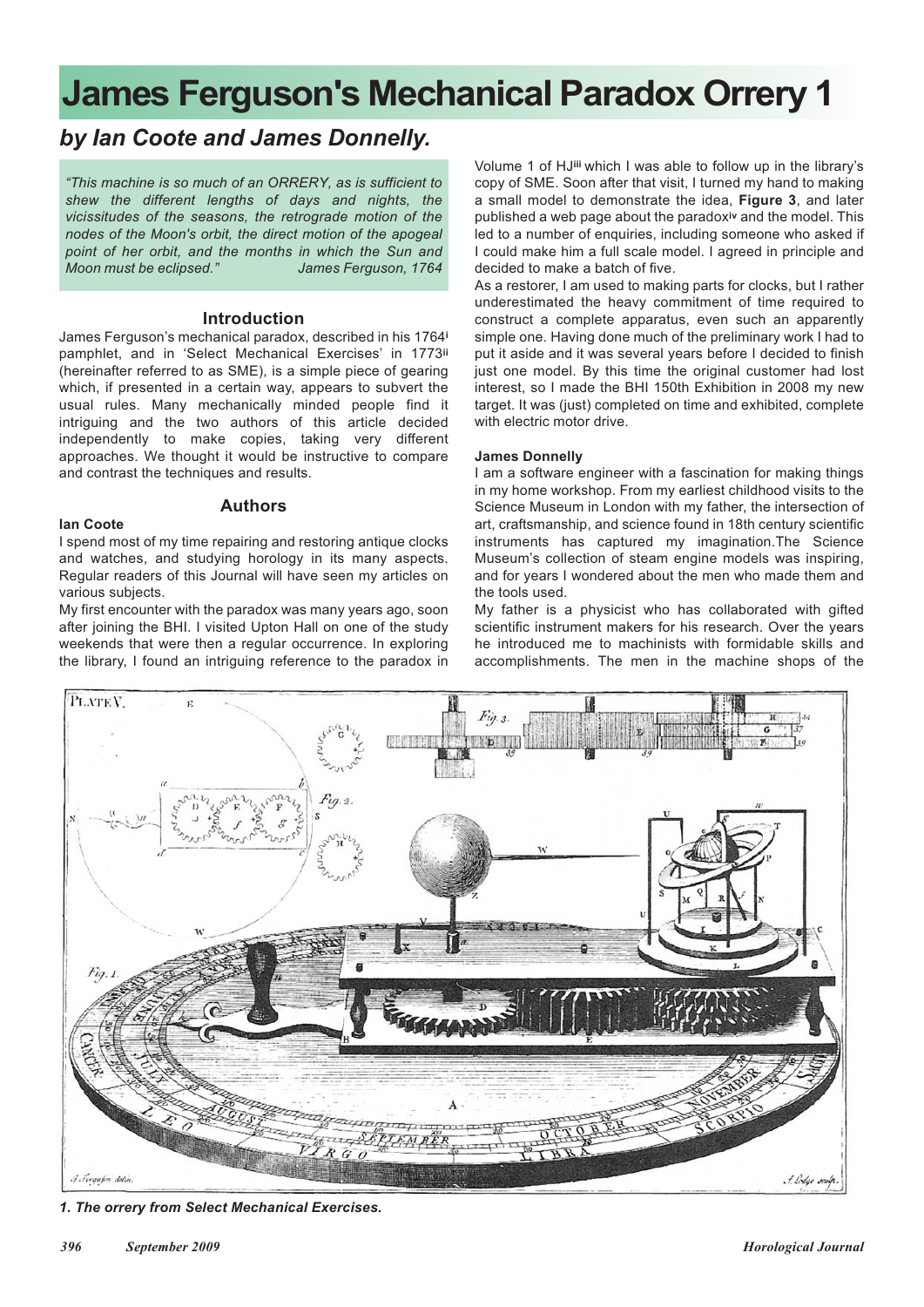# James Ferguson's Mechanical Paradox Orrery 1

## *by Ian Coote and James Donnelly.*

*"This machine is so much of an ORRERY, as is sufficient to shew the different lengths of days and nights, the vicissitudes of the seasons, the retrograde motion of the nodes of the Moon's orbit, the direct motion of the apogeal point of her orbit, and the months in which the Sun and Moon must be eclipsed." James Ferguson, 1764*

### Introduction

James Ferguson's mechanical paradox, described in his 1764[i] pamphlet, and in 'Select Mechanical Exercises' in 1773[ii] (hereinafter referred to as SME), is a simple piece of gearing which, if presented in a certain way, appears to subvert the usual rules. Many mechanically minded people find it intriguing and the two authors of this article decided independently to make copies, taking very different approaches. We thought it would be instructive to compare and contrast the techniques and results.

### Authors

**Ian Coote**

I spend most of my time repairing and restoring antique clocks and watches, and studying horology in its many aspects. Regular readers of this Journal will have seen my articles on various subjects.

My first encounter with the paradox was many years ago, soon after joining the BHI. I visited Upton Hall on one of the study weekends that were then a regular occurrence. In exploring the library, I found an intriguing reference to the paradox in Volume 1 of HJ[iii] which I was able to follow up in the library's copy of SME. Soon after that visit, I turned my hand to making a small model to demonstrate the idea, **Figure 3**, and later published a web page about the paradox[iv] and the model. This led to a number of enquiries, including someone who asked if I could make him a full scale model. I agreed in principle and decided to make a batch of five.

As a restorer, I am used to making parts for clocks, but I rather underestimated the heavy commitment of time required to construct a complete apparatus, even such an apparently simple one. Having done much of the preliminary work I had to put it aside and it was several years before I decided to finish just one model. By this time the original customer had lost interest, so I made the BHI 150th Exhibition in 2008 my new target. It was (just) completed on time and exhibited, complete with electric motor drive.

**James Donnelly**

I am a software engineer with a fascination for making things in my home workshop. From my earliest childhood visits to the Science Museum in London with my father, the intersection of art, craftsmanship, and science found in 18th century scientific instruments has captured my imagination.The Science Museum's collection of steam engine models was inspiring, and for years I wondered about the men who made them and the tools used.

My father is a physicist who has collaborated with gifted scientific instrument makers for his research. Over the years he introduced me to machinists with formidable skills and accomplishments. The men in the machine shops of the

*1. The orrery from Select Mechanical Exercises.*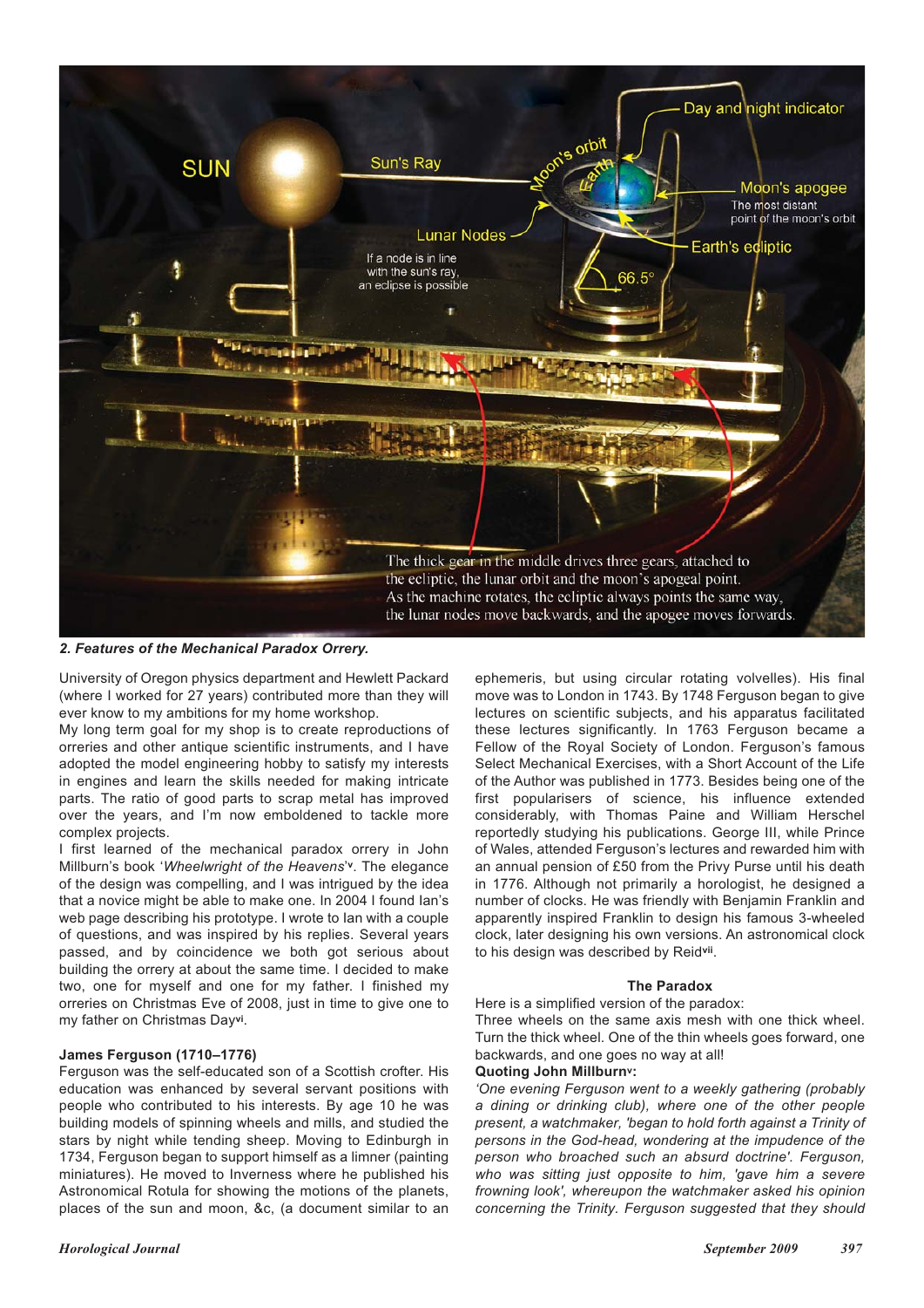*2. Features of the Mechanical Paradox Orrery.*

University of Oregon physics department and Hewlett Packard (where I worked for 27 years) contributed more than they will ever know to my ambitions for my home workshop.

My long term goal for my shop is to create reproductions of orreries and other antique scientific instruments, and I have adopted the model engineering hobby to satisfy my interests in engines and learn the skills needed for making intricate parts. The ratio of good parts to scrap metal has improved over the years, and I'm now emboldened to tackle more complex projects.

I first learned of the mechanical paradox orrery in John Millburn's book '*Wheelwright of the Heavens*'[v]. The elegance of the design was compelling, and I was intrigued by the idea that a novice might be able to make one. In 2004 I found Ian's web page describing his prototype. I wrote to Ian with a couple of questions, and was inspired by his replies. Several years passed, and by coincidence we both got serious about building the orrery at about the same time. I decided to make two, one for myself and one for my father. I finished my orreries on Christmas Eve of 2008, just in time to give one to my father on Christmas Day[vi].

### James Ferguson (1710–1776)

Ferguson was the self-educated son of a Scottish crofter. His education was enhanced by several servant positions with people who contributed to his interests. By age 10 he was building models of spinning wheels and mills, and studied the stars by night while tending sheep. Moving to Edinburgh in 1734, Ferguson began to support himself as a limner (painting miniatures). He moved to Inverness where he published his Astronomical Rotula for showing the motions of the planets, places of the sun and moon, &c, (a document similar to an ephemeris, but using circular rotating volvelles). His final move was to London in 1743. By 1748 Ferguson began to give lectures on scientific subjects, and his apparatus facilitated these lectures significantly. In 1763 Ferguson became a Fellow of the Royal Society of London. Ferguson's famous Select Mechanical Exercises, with a Short Account of the Life of the Author was published in 1773. Besides being one of the first popularisers of science, his influence extended considerably, with Thomas Paine and William Herschel reportedly studying his publications. George III, while Prince of Wales, attended Ferguson's lectures and rewarded him with an annual pension of £50 from the Privy Purse until his death in 1776. Although not primarily a horologist, he designed a number of clocks. He was friendly with Benjamin Franklin and apparently inspired Franklin to design his famous 3-wheeled clock, later designing his own versions. An astronomical clock to his design was described by Reid[vii].

### The Paradox

Here is a simplified version of the paradox:

Three wheels on the same axis mesh with one thick wheel. Turn the thick wheel. One of the thin wheels goes forward, one backwards, and one goes no way at all!

**Quoting John Millburn[v]:**

*'One evening Ferguson went to a weekly gathering (probably a dining or drinking club), where one of the other people present, a watchmaker, 'began to hold forth against a Trinity of persons in the God-head, wondering at the impudence of the person who broached such an absurd doctrine'. Ferguson, who was sitting just opposite to him, 'gave him a severe frowning look', whereupon the watchmaker asked his opinion concerning the Trinity. Ferguson suggested that they should*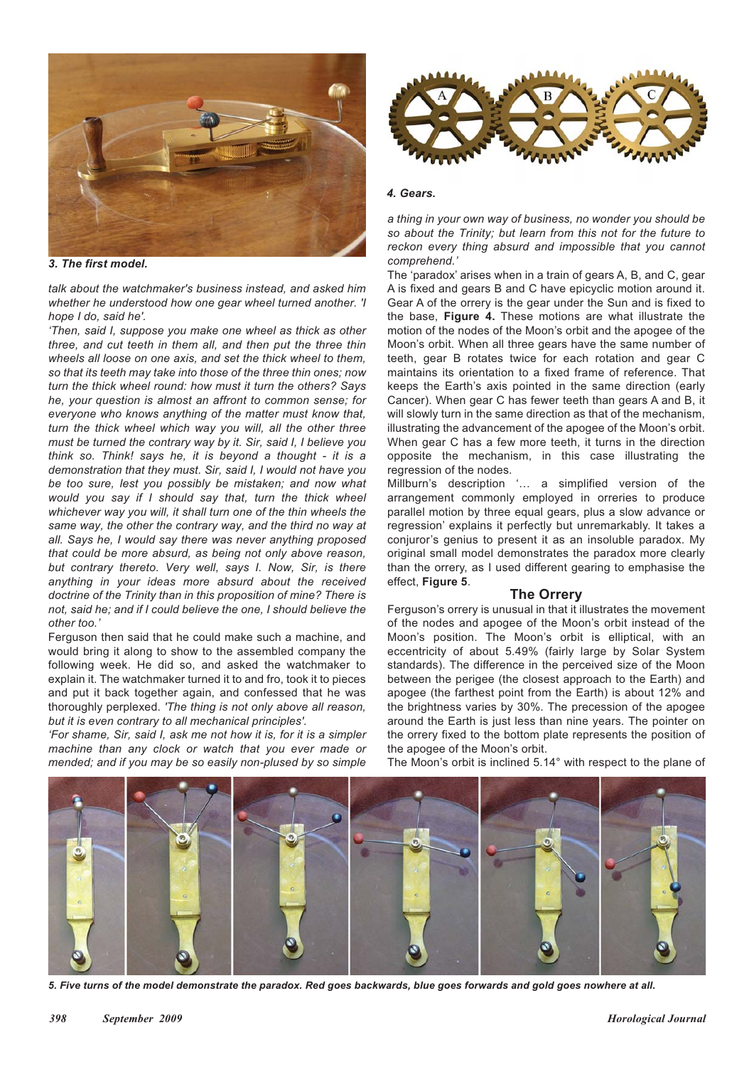3. The first model.

*talk about the watchmaker's business instead, and asked him whether he understood how one gear wheel turned another. 'I hope I do, said he'.*

*'Then, said I, suppose you make one wheel as thick as other three, and cut teeth in them all, and then put the three thin wheels all loose on one axis, and set the thick wheel to them, so that its teeth may take into those of the three thin ones; now turn the thick wheel round: how must it turn the others? Says he, your question is almost an affront to common sense; for everyone who knows anything of the matter must know that, turn the thick wheel which way you will, all the other three must be turned the contrary way by it. Sir, said I, I believe you think so. Think! says he, it is beyond a thought - it is a demonstration that they must. Sir, said I, I would not have you be too sure, lest you possibly be mistaken; and now what would you say if I should say that, turn the thick wheel whichever way you will, it shall turn one of the thin wheels the same way, the other the contrary way, and the third no way at all. Says he, I would say there was never anything proposed that could be more absurd, as being not only above reason, but contrary thereto. Very well, says I. Now, Sir, is there anything in your ideas more absurd about the received doctrine of the Trinity than in this proposition of mine? There is not, said he; and if I could believe the one, I should believe the other too.'*

Ferguson then said that he could make such a machine, and would bring it along to show to the assembled company the following week. He did so, and asked the watchmaker to explain it. The watchmaker turned it to and fro, took it to pieces and put it back together again, and confessed that he was thoroughly perplexed. *'The thing is not only above all reason, but it is even contrary to all mechanical principles'.*

*'For shame, Sir, said I, ask me not how it is, for it is a simpler machine than any clock or watch that you ever made or mended; and if you may be so easily non-plused by so simple*

4. Gears.

*a thing in your own way of business, no wonder you should be so about the Trinity; but learn from this not for the future to reckon every thing absurd and impossible that you cannot comprehend.'*

The 'paradox' arises when in a train of gears A, B, and C, gear A is fixed and gears B and C have epicyclic motion around it. Gear A of the orrery is the gear under the Sun and is fixed to the base, **Figure 4.** These motions are what illustrate the motion of the nodes of the Moon's orbit and the apogee of the Moon's orbit. When all three gears have the same number of teeth, gear B rotates twice for each rotation and gear C maintains its orientation to a fixed frame of reference. That keeps the Earth's axis pointed in the same direction (early Cancer). When gear C has fewer teeth than gears A and B, it will slowly turn in the same direction as that of the mechanism, illustrating the advancement of the apogee of the Moon's orbit. When gear C has a few more teeth, it turns in the direction opposite the mechanism, in this case illustrating the regression of the nodes.

Millburn's description '... a simplified version of the arrangement commonly employed in orreries to produce parallel motion by three equal gears, plus a slow advance or regression' explains it perfectly but unremarkably. It takes a conjuror's genius to present it as an insoluble paradox. My original small model demonstrates the paradox more clearly than the orrery, as I used different gearing to emphasise the effect, **Figure 5**.

## The Orrery

Ferguson's orrery is unusual in that it illustrates the movement of the nodes and apogee of the Moon's orbit instead of the Moon's position. The Moon's orbit is elliptical, with an eccentricity of about 5.49% (fairly large by Solar System standards). The difference in the perceived size of the Moon between the perigee (the closest approach to the Earth) and apogee (the farthest point from the Earth) is about 12% and the brightness varies by 30%. The precession of the apogee around the Earth is just less than nine years. The pointer on the orrery fixed to the bottom plate represents the position of the apogee of the Moon's orbit.

The Moon's orbit is inclined 5.14° with respect to the plane of

5. Five turns of the model demonstrate the paradox. Red goes backwards, blue goes forwards and gold goes nowhere at all.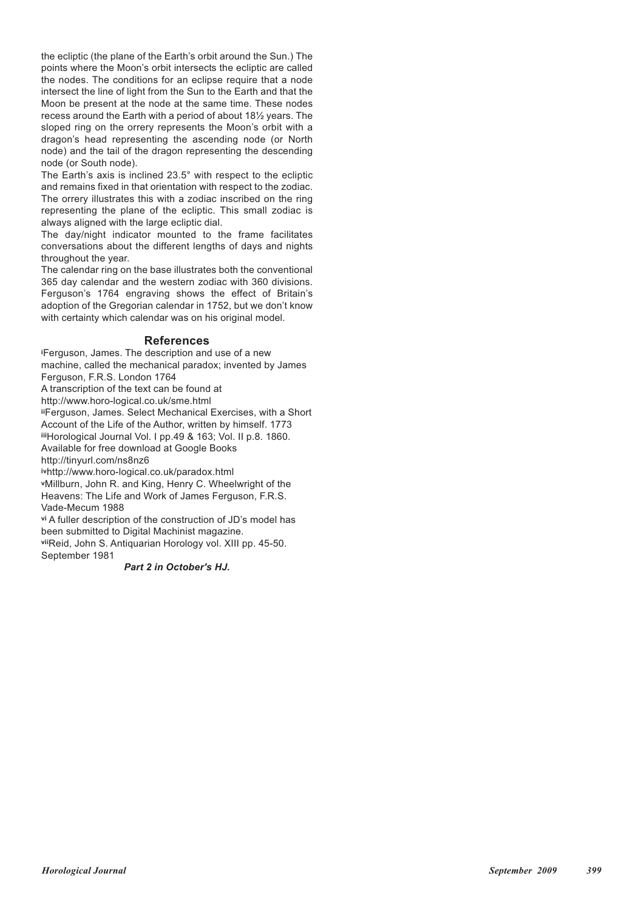the ecliptic (the plane of the Earth's orbit around the Sun.) The points where the Moon's orbit intersects the ecliptic are called the nodes. The conditions for an eclipse require that a node intersect the line of light from the Sun to the Earth and that the Moon be present at the node at the same time. These nodes recess around the Earth with a period of about 18½ years. The sloped ring on the orrery represents the Moon's orbit with a dragon's head representing the ascending node (or North node) and the tail of the dragon representing the descending node (or South node).

The Earth's axis is inclined 23.5° with respect to the ecliptic and remains fixed in that orientation with respect to the zodiac. The orrery illustrates this with a zodiac inscribed on the ring representing the plane of the ecliptic. This small zodiac is always aligned with the large ecliptic dial.

The day/night indicator mounted to the frame facilitates conversations about the different lengths of days and nights throughout the year.

The calendar ring on the base illustrates both the conventional 365 day calendar and the western zodiac with 360 divisions. Ferguson's 1764 engraving shows the effect of Britain's adoption of the Gregorian calendar in 1752, but we don't know with certainty which calendar was on his original model.

## References

[i] Ferguson, James. The description and use of a new machine, called the mechanical paradox; invented by James Ferguson, F.R.S. London 1764
A transcription of the text can be found at
http://www.horo-logical.co.uk/sme.html

[ii] Ferguson, James. Select Mechanical Exercises, with a Short Account of the Life of the Author, written by himself. 1773

[iii] Horological Journal Vol. I pp.49 & 163; Vol. II p.8. 1860.
Available for free download at Google Books
http://tinyurl.com/ns8nz6

[iv] http://www.horo-logical.co.uk/paradox.html

[v] Millburn, John R. and King, Henry C. Wheelwright of the Heavens: The Life and Work of James Ferguson, F.R.S. Vade-Mecum 1988

[vi] A fuller description of the construction of JD's model has been submitted to Digital Machinist magazine.

[vii] Reid, John S. Antiquarian Horology vol. XIII pp. 45-50. September 1981

***Part 2 in October's HJ.***